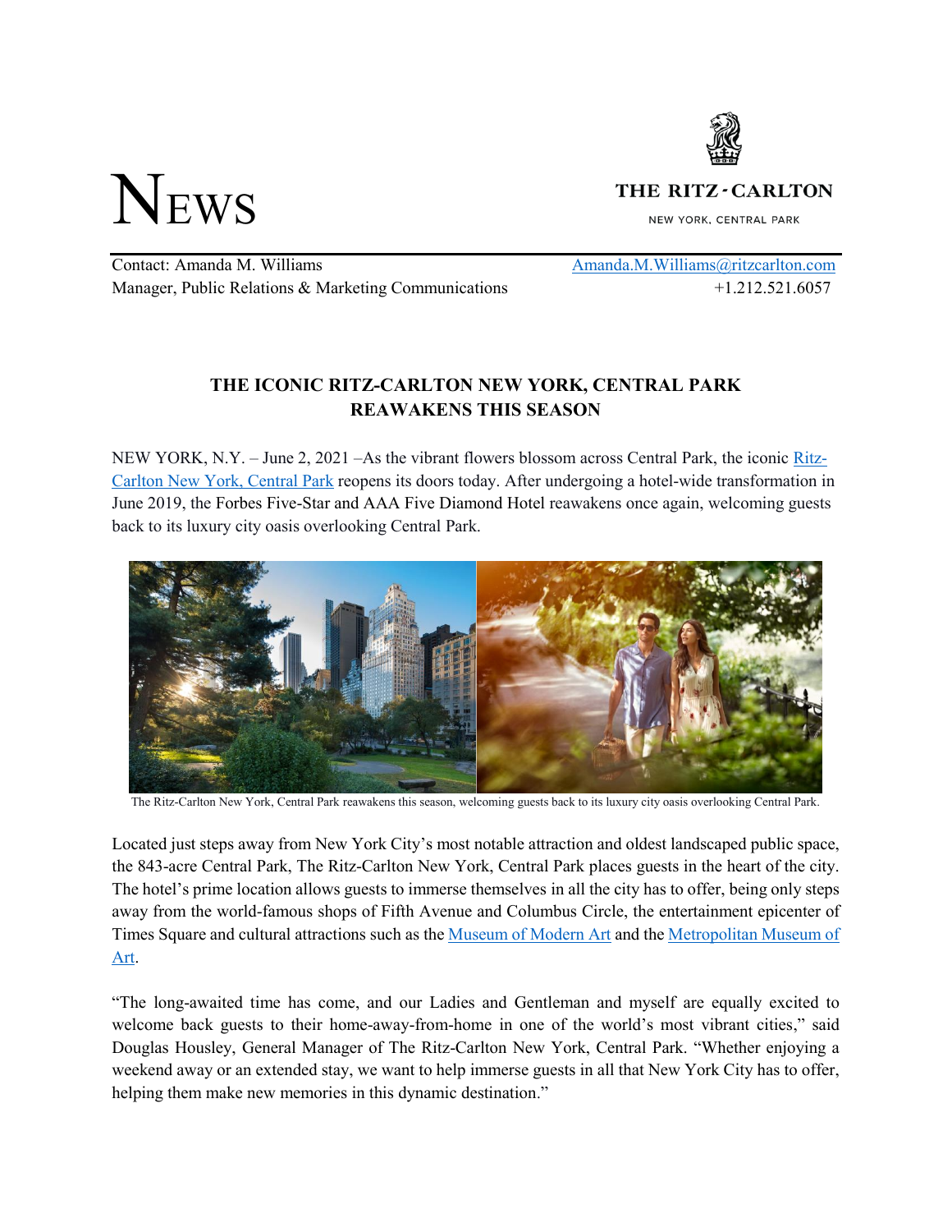# NEWS

THE RITZ-CARLTON

NEW YORK, CENTRAL PARK

Contact: Amanda M. Williams
Manager, Public Relations & Marketing Communications

Amanda.M.Williams@ritzcarlton.com
+1.212.521.6057

## THE ICONIC RITZ-CARLTON NEW YORK, CENTRAL PARK REAWAKENS THIS SEASON

NEW YORK, N.Y. – June 2, 2021 –As the vibrant flowers blossom across Central Park, the iconic [Ritz-Carlton New York, Central Park](https://www.ritzcarlton.com) reopens its doors today. After undergoing a hotel-wide transformation in June 2019, the Forbes Five-Star and AAA Five Diamond Hotel reawakens once again, welcoming guests back to its luxury city oasis overlooking Central Park.

The Ritz-Carlton New York, Central Park reawakens this season, welcoming guests back to its luxury city oasis overlooking Central Park.

Located just steps away from New York City's most notable attraction and oldest landscaped public space, the 843-acre Central Park, The Ritz-Carlton New York, Central Park places guests in the heart of the city. The hotel's prime location allows guests to immerse themselves in all the city has to offer, being only steps away from the world-famous shops of Fifth Avenue and Columbus Circle, the entertainment epicenter of Times Square and cultural attractions such as the Museum of Modern Art and the Metropolitan Museum of Art.

"The long-awaited time has come, and our Ladies and Gentleman and myself are equally excited to welcome back guests to their home-away-from-home in one of the world's most vibrant cities," said Douglas Housley, General Manager of The Ritz-Carlton New York, Central Park. "Whether enjoying a weekend away or an extended stay, we want to help immerse guests in all that New York City has to offer, helping them make new memories in this dynamic destination."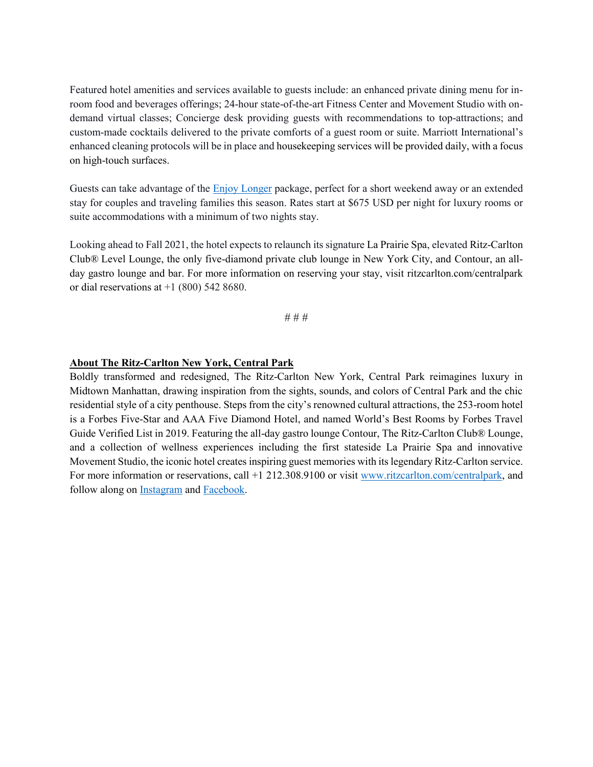Featured hotel amenities and services available to guests include: an enhanced private dining menu for in-room food and beverages offerings; 24-hour state-of-the-art Fitness Center and Movement Studio with on-demand virtual classes; Concierge desk providing guests with recommendations to top-attractions; and custom-made cocktails delivered to the private comforts of a guest room or suite. Marriott International's enhanced cleaning protocols will be in place and housekeeping services will be provided daily, with a focus on high-touch surfaces.

Guests can take advantage of the [Enjoy Longer]() package, perfect for a short weekend away or an extended stay for couples and traveling families this season. Rates start at $675 USD per night for luxury rooms or suite accommodations with a minimum of two nights stay.

Looking ahead to Fall 2021, the hotel expects to relaunch its signature La Prairie Spa, elevated Ritz-Carlton Club® Level Lounge, the only five-diamond private club lounge in New York City, and Contour, an all-day gastro lounge and bar. For more information on reserving your stay, visit ritzcarlton.com/centralpark or dial reservations at +1 (800) 542 8680.

# # #

**About The Ritz-Carlton New York, Central Park**

Boldly transformed and redesigned, The Ritz-Carlton New York, Central Park reimagines luxury in Midtown Manhattan, drawing inspiration from the sights, sounds, and colors of Central Park and the chic residential style of a city penthouse. Steps from the city's renowned cultural attractions, the 253-room hotel is a Forbes Five-Star and AAA Five Diamond Hotel, and named World's Best Rooms by Forbes Travel Guide Verified List in 2019. Featuring the all-day gastro lounge Contour, The Ritz-Carlton Club® Lounge, and a collection of wellness experiences including the first stateside La Prairie Spa and innovative Movement Studio, the iconic hotel creates inspiring guest memories with its legendary Ritz-Carlton service. For more information or reservations, call +1 212.308.9100 or visit [www.ritzcarlton.com/centralpark](www.ritzcarlton.com/centralpark), and follow along on [Instagram]() and [Facebook]().